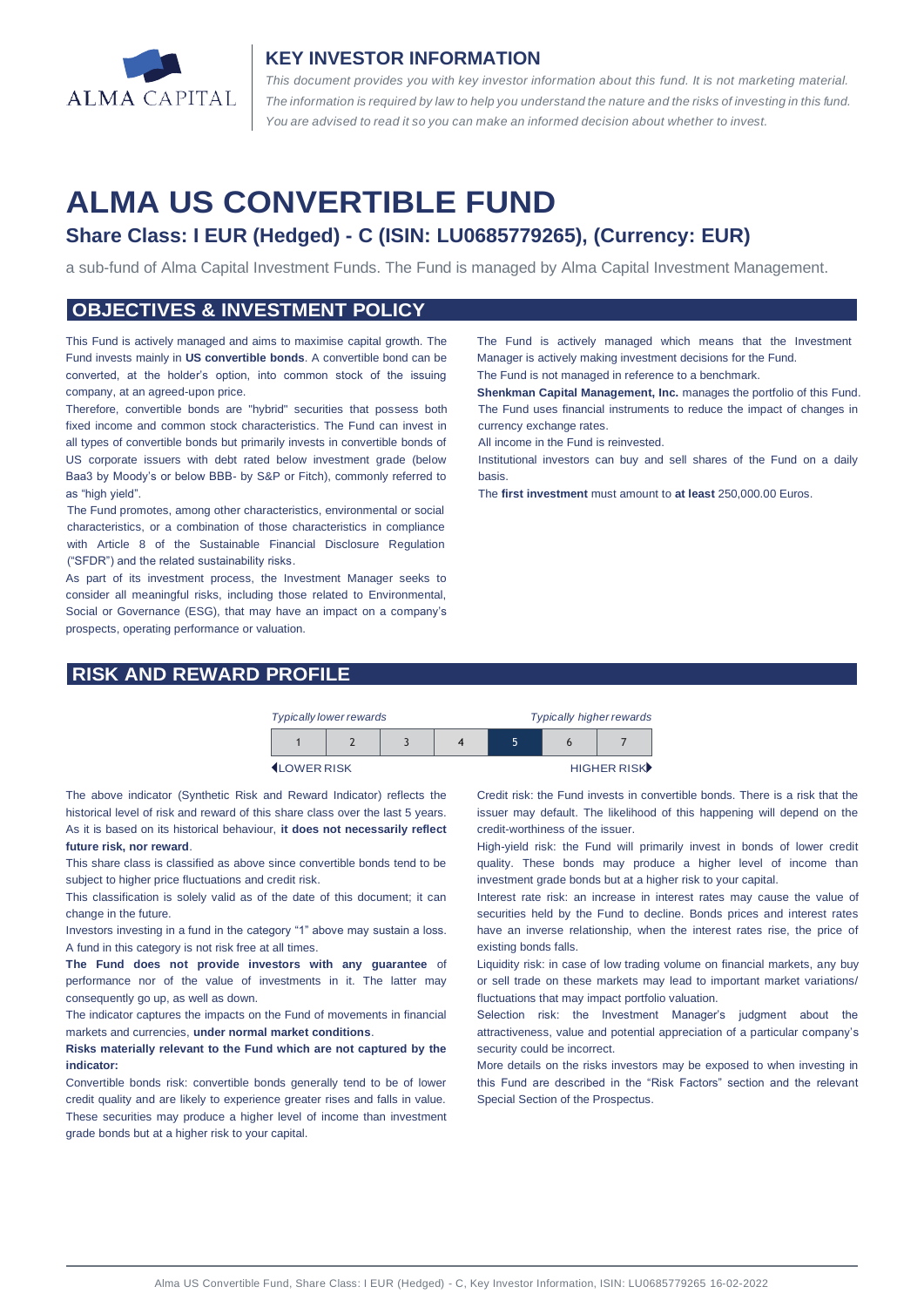ALMA CAPITAL

## KEY INVESTOR INFORMATION

*This document provides you with key investor information about this fund. It is not marketing material. The information is required by law to help you understand the nature and the risks of investing in this fund. You are advised to read it so you can make an informed decision about whether to invest.*

# ALMA US CONVERTIBLE FUND

## Share Class: I EUR (Hedged) - C (ISIN: LU0685779265), (Currency: EUR)

a sub-fund of Alma Capital Investment Funds. The Fund is managed by Alma Capital Investment Management.

## OBJECTIVES & INVESTMENT POLICY

This Fund is actively managed and aims to maximise capital growth. The Fund invests mainly in **US convertible bonds**. A convertible bond can be converted, at the holder's option, into common stock of the issuing company, at an agreed-upon price.

Therefore, convertible bonds are "hybrid" securities that possess both fixed income and common stock characteristics. The Fund can invest in all types of convertible bonds but primarily invests in convertible bonds of US corporate issuers with debt rated below investment grade (below Baa3 by Moody's or below BBB- by S&P or Fitch), commonly referred to as "high yield".

The Fund promotes, among other characteristics, environmental or social characteristics, or a combination of those characteristics in compliance with Article 8 of the Sustainable Financial Disclosure Regulation ("SFDR") and the related sustainability risks.

As part of its investment process, the Investment Manager seeks to consider all meaningful risks, including those related to Environmental, Social or Governance (ESG), that may have an impact on a company's prospects, operating performance or valuation.

The Fund is actively managed which means that the Investment Manager is actively making investment decisions for the Fund.

The Fund is not managed in reference to a benchmark.

**Shenkman Capital Management, Inc.** manages the portfolio of this Fund.

The Fund uses financial instruments to reduce the impact of changes in currency exchange rates.

All income in the Fund is reinvested.

Institutional investors can buy and sell shares of the Fund on a daily basis.

The **first investment** must amount to **at least** 250,000.00 Euros.

## RISK AND REWARD PROFILE

| *Typically lower rewards* | | | | | | *Typically higher rewards* |
|---|---|---|---|---|---|---|
| 1 | 2 | 3 | 4 | **5** | 6 | 7 |
| ◀LOWER RISK | | | | | | HIGHER RISK▶ |

The above indicator (Synthetic Risk and Reward Indicator) reflects the historical level of risk and reward of this share class over the last 5 years. As it is based on its historical behaviour, **it does not necessarily reflect future risk, nor reward**.

This share class is classified as above since convertible bonds tend to be subject to higher price fluctuations and credit risk.

This classification is solely valid as of the date of this document; it can change in the future.

Investors investing in a fund in the category "1" above may sustain a loss. A fund in this category is not risk free at all times.

**The Fund does not provide investors with any guarantee** of performance nor of the value of investments in it. The latter may consequently go up, as well as down.

The indicator captures the impacts on the Fund of movements in financial markets and currencies, **under normal market conditions**.

**Risks materially relevant to the Fund which are not captured by the indicator:**

Convertible bonds risk: convertible bonds generally tend to be of lower credit quality and are likely to experience greater rises and falls in value. These securities may produce a higher level of income than investment grade bonds but at a higher risk to your capital.

Credit risk: the Fund invests in convertible bonds. There is a risk that the issuer may default. The likelihood of this happening will depend on the credit-worthiness of the issuer.

High-yield risk: the Fund will primarily invest in bonds of lower credit quality. These bonds may produce a higher level of income than investment grade bonds but at a higher risk to your capital.

Interest rate risk: an increase in interest rates may cause the value of securities held by the Fund to decline. Bonds prices and interest rates have an inverse relationship, when the interest rates rise, the price of existing bonds falls.

Liquidity risk: in case of low trading volume on financial markets, any buy or sell trade on these markets may lead to important market variations/ fluctuations that may impact portfolio valuation.

Selection risk: the Investment Manager's judgment about the attractiveness, value and potential appreciation of a particular company's security could be incorrect.

More details on the risks investors may be exposed to when investing in this Fund are described in the "Risk Factors" section and the relevant Special Section of the Prospectus.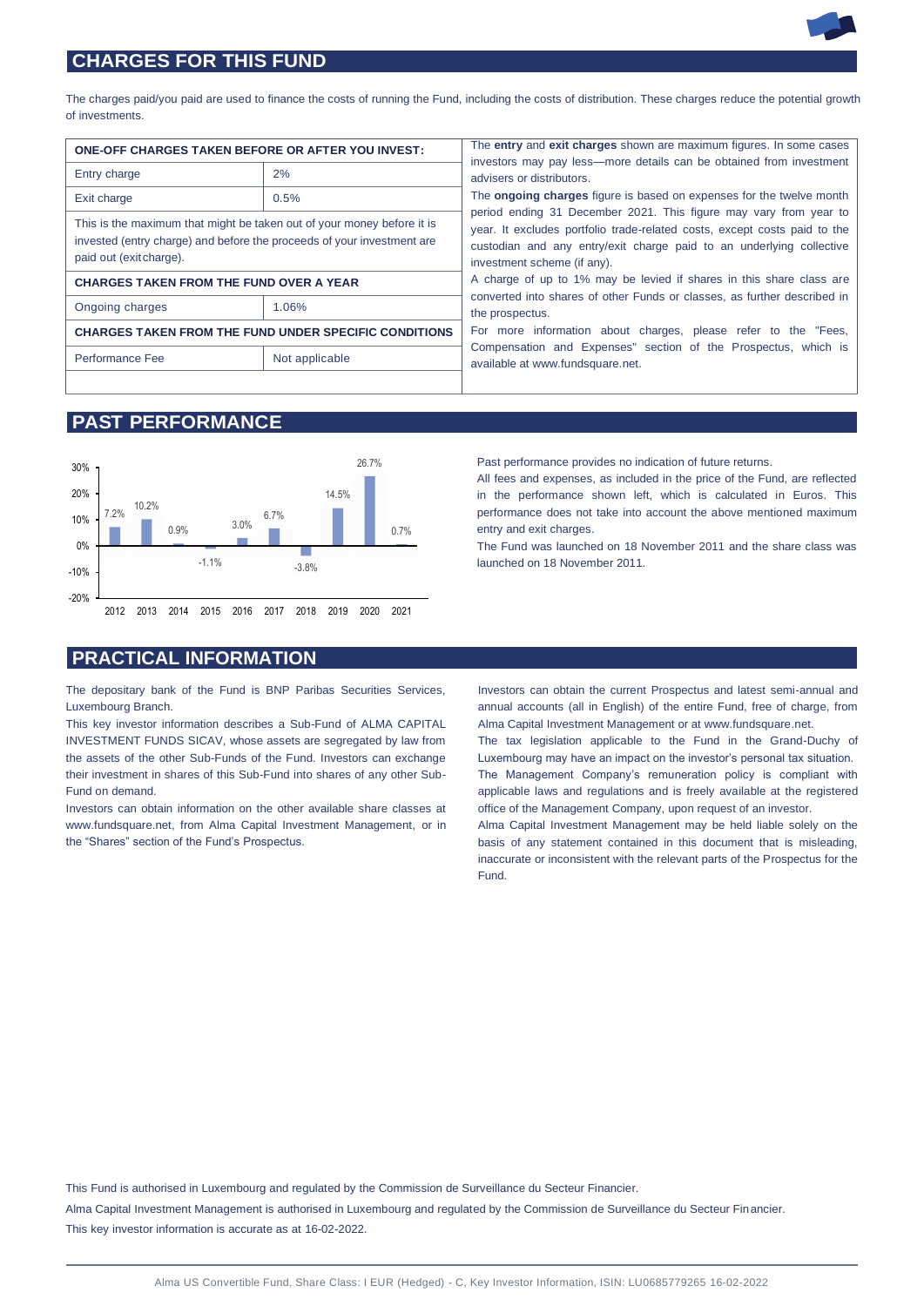## CHARGES FOR THIS FUND

The charges paid/you paid are used to finance the costs of running the Fund, including the costs of distribution. These charges reduce the potential growth of investments.

| ONE-OFF CHARGES TAKEN BEFORE OR AFTER YOU INVEST: | |
|---|---|
| Entry charge | 2% |
| Exit charge | 0.5% |
| This is the maximum that might be taken out of your money before it is invested (entry charge) and before the proceeds of your investment are paid out (exit charge). | |
| **CHARGES TAKEN FROM THE FUND OVER A YEAR** | |
| Ongoing charges | 1.06% |
| **CHARGES TAKEN FROM THE FUND UNDER SPECIFIC CONDITIONS** | |
| Performance Fee | Not applicable |

The **entry** and **exit charges** shown are maximum figures. In some cases investors may pay less—more details can be obtained from investment advisers or distributors.

The **ongoing charges** figure is based on expenses for the twelve month period ending 31 December 2021. This figure may vary from year to year. It excludes portfolio trade-related costs, except costs paid to the custodian and any entry/exit charge paid to an underlying collective investment scheme (if any).

A charge of up to 1% may be levied if shares in this share class are converted into shares of other Funds or classes, as further described in the prospectus.

For more information about charges, please refer to the "Fees, Compensation and Expenses" section of the Prospectus, which is available at www.fundsquare.net.

## PAST PERFORMANCE

30%
20%
10%
0%
-10%
-20%

7.2% 10.2% 0.9% -1.1% 3.0% 6.7% -3.8% 14.5% 26.7% 0.7%

2012 2013 2014 2015 2016 2017 2018 2019 2020 2021

Past performance provides no indication of future returns.

All fees and expenses, as included in the price of the Fund, are reflected in the performance shown left, which is calculated in Euros. This performance does not take into account the above mentioned maximum entry and exit charges.

The Fund was launched on 18 November 2011 and the share class was launched on 18 November 2011.

## PRACTICAL INFORMATION

The depositary bank of the Fund is BNP Paribas Securities Services, Luxembourg Branch.

This key investor information describes a Sub-Fund of ALMA CAPITAL INVESTMENT FUNDS SICAV, whose assets are segregated by law from the assets of the other Sub-Funds of the Fund. Investors can exchange their investment in shares of this Sub-Fund into shares of any other Sub-Fund on demand.

Investors can obtain information on the other available share classes at www.fundsquare.net, from Alma Capital Investment Management, or in the “Shares” section of the Fund’s Prospectus.

Investors can obtain the current Prospectus and latest semi-annual and annual accounts (all in English) of the entire Fund, free of charge, from Alma Capital Investment Management or at www.fundsquare.net.

The tax legislation applicable to the Fund in the Grand-Duchy of Luxembourg may have an impact on the investor’s personal tax situation.

The Management Company’s remuneration policy is compliant with applicable laws and regulations and is freely available at the registered office of the Management Company, upon request of an investor.

Alma Capital Investment Management may be held liable solely on the basis of any statement contained in this document that is misleading, inaccurate or inconsistent with the relevant parts of the Prospectus for the Fund.

This Fund is authorised in Luxembourg and regulated by the Commission de Surveillance du Secteur Financier.

Alma Capital Investment Management is authorised in Luxembourg and regulated by the Commission de Surveillance du Secteur Financier.

This key investor information is accurate as at 16-02-2022.